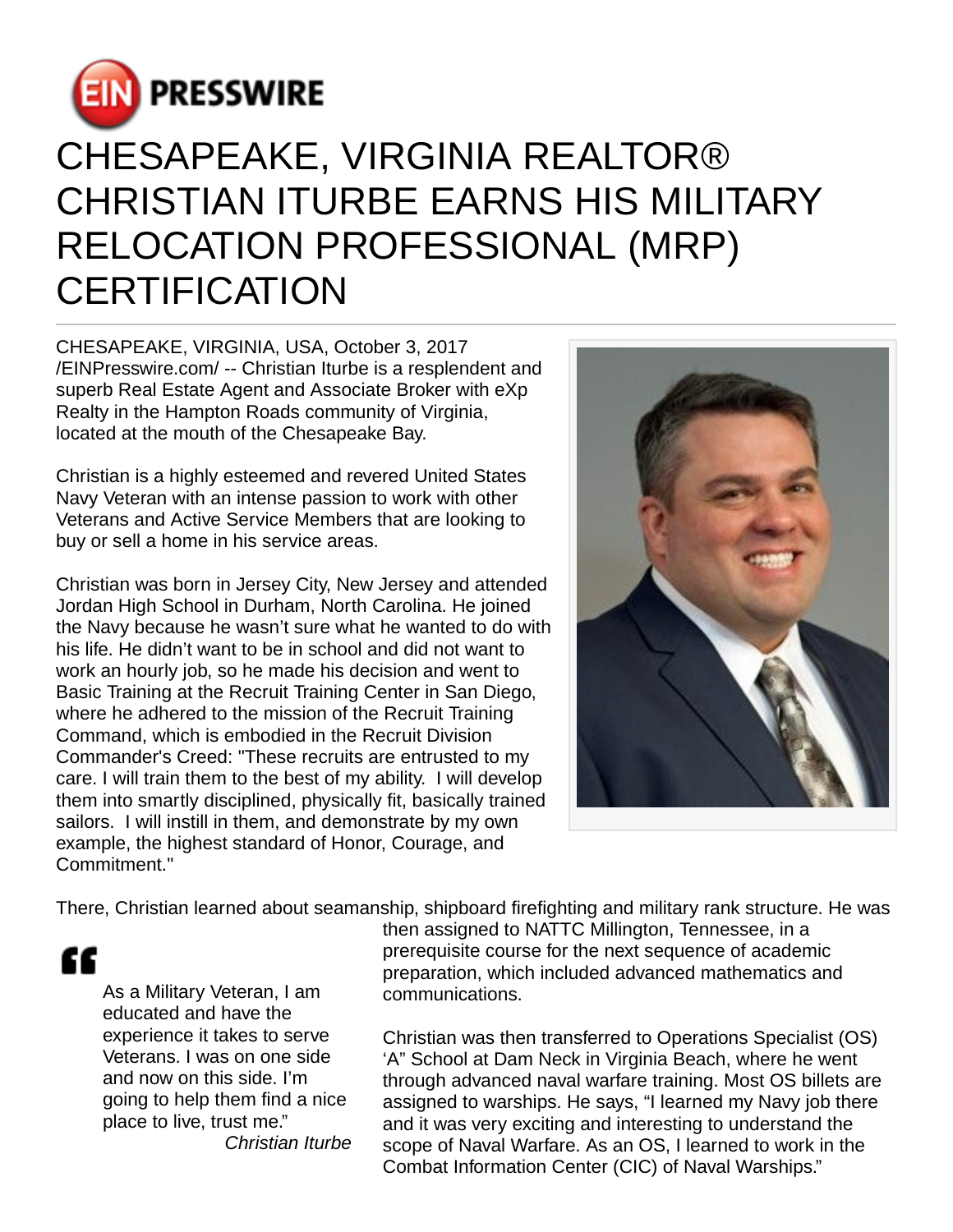# CHESAPEAKE, VIRGINIA REALTOR® CHRISTIAN ITURBE EARNS HIS MILITARY RELOCATION PROFESSIONAL (MRP) CERTIFICATION

CHESAPEAKE, VIRGINIA, USA, October 3, 2017 /EINPresswire.com/ -- Christian Iturbe is a resplendent and superb Real Estate Agent and Associate Broker with eXp Realty in the Hampton Roads community of Virginia, located at the mouth of the Chesapeake Bay.

Christian is a highly esteemed and revered United States Navy Veteran with an intense passion to work with other Veterans and Active Service Members that are looking to buy or sell a home in his service areas.

Christian was born in Jersey City, New Jersey and attended Jordan High School in Durham, North Carolina. He joined the Navy because he wasn't sure what he wanted to do with his life. He didn't want to be in school and did not want to work an hourly job, so he made his decision and went to Basic Training at the Recruit Training Center in San Diego, where he adhered to the mission of the Recruit Training Command, which is embodied in the Recruit Division Commander's Creed: "These recruits are entrusted to my care. I will train them to the best of my ability. I will develop them into smartly disciplined, physically fit, basically trained sailors. I will instill in them, and demonstrate by my own example, the highest standard of Honor, Courage, and Commitment."

There, Christian learned about seamanship, shipboard firefighting and military rank structure. He was then assigned to NATTC Millington, Tennessee, in a prerequisite course for the next sequence of academic preparation, which included advanced mathematics and communications.

> As a Military Veteran, I am educated and have the experience it takes to serve Veterans. I was on one side and now on this side. I'm going to help them find a nice place to live, trust me."
>
> *Christian Iturbe*

Christian was then transferred to Operations Specialist (OS) 'A" School at Dam Neck in Virginia Beach, where he went through advanced naval warfare training. Most OS billets are assigned to warships. He says, "I learned my Navy job there and it was very exciting and interesting to understand the scope of Naval Warfare. As an OS, I learned to work in the Combat Information Center (CIC) of Naval Warships."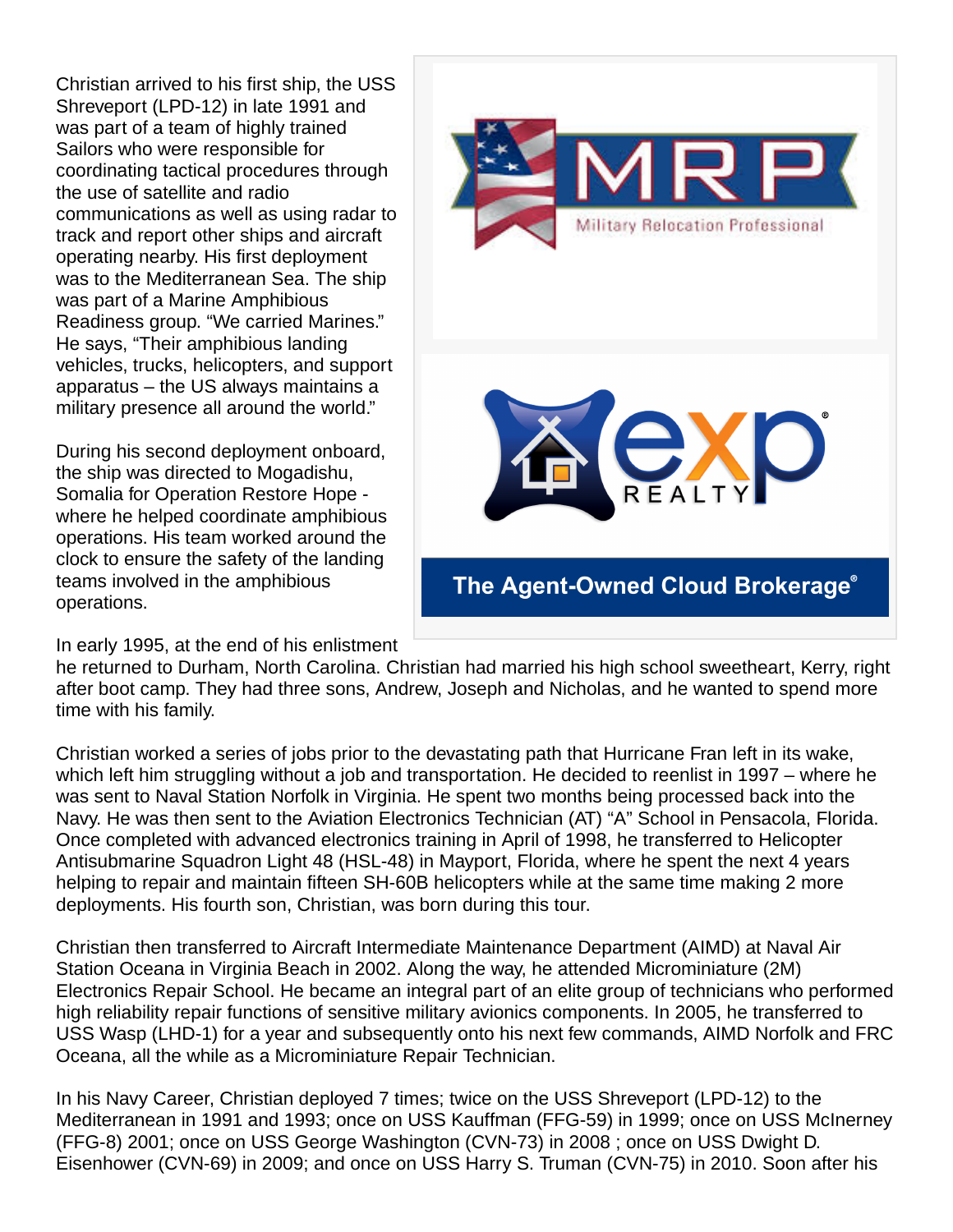Christian arrived to his first ship, the USS Shreveport (LPD-12) in late 1991 and was part of a team of highly trained Sailors who were responsible for coordinating tactical procedures through the use of satellite and radio communications as well as using radar to track and report other ships and aircraft operating nearby. His first deployment was to the Mediterranean Sea. The ship was part of a Marine Amphibious Readiness group. "We carried Marines." He says, "Their amphibious landing vehicles, trucks, helicopters, and support apparatus – the US always maintains a military presence all around the world."

During his second deployment onboard, the ship was directed to Mogadishu, Somalia for Operation Restore Hope - where he helped coordinate amphibious operations. His team worked around the clock to ensure the safety of the landing teams involved in the amphibious operations.

MRP Military Relocation Professional

exp REALTY®

The Agent-Owned Cloud Brokerage®

In early 1995, at the end of his enlistment he returned to Durham, North Carolina. Christian had married his high school sweetheart, Kerry, right after boot camp. They had three sons, Andrew, Joseph and Nicholas, and he wanted to spend more time with his family.

Christian worked a series of jobs prior to the devastating path that Hurricane Fran left in its wake, which left him struggling without a job and transportation. He decided to reenlist in 1997 – where he was sent to Naval Station Norfolk in Virginia. He spent two months being processed back into the Navy. He was then sent to the Aviation Electronics Technician (AT) "A" School in Pensacola, Florida. Once completed with advanced electronics training in April of 1998, he transferred to Helicopter Antisubmarine Squadron Light 48 (HSL-48) in Mayport, Florida, where he spent the next 4 years helping to repair and maintain fifteen SH-60B helicopters while at the same time making 2 more deployments. His fourth son, Christian, was born during this tour.

Christian then transferred to Aircraft Intermediate Maintenance Department (AIMD) at Naval Air Station Oceana in Virginia Beach in 2002. Along the way, he attended Microminiature (2M) Electronics Repair School. He became an integral part of an elite group of technicians who performed high reliability repair functions of sensitive military avionics components. In 2005, he transferred to USS Wasp (LHD-1) for a year and subsequently onto his next few commands, AIMD Norfolk and FRC Oceana, all the while as a Microminiature Repair Technician.

In his Navy Career, Christian deployed 7 times; twice on the USS Shreveport (LPD-12) to the Mediterranean in 1991 and 1993; once on USS Kauffman (FFG-59) in 1999; once on USS McInerney (FFG-8) 2001; once on USS George Washington (CVN-73) in 2008 ; once on USS Dwight D. Eisenhower (CVN-69) in 2009; and once on USS Harry S. Truman (CVN-75) in 2010. Soon after his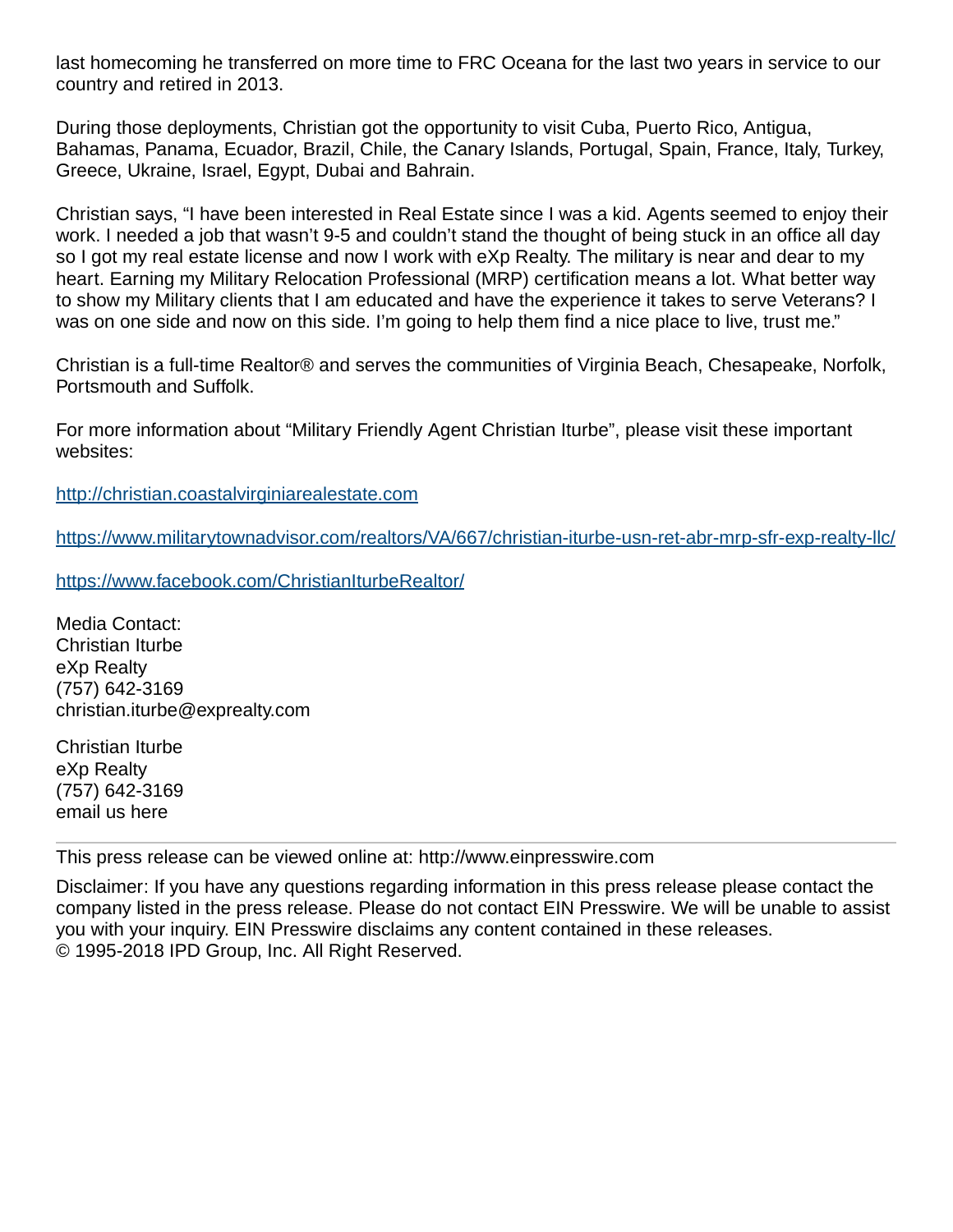last homecoming he transferred on more time to FRC Oceana for the last two years in service to our country and retired in 2013.

During those deployments, Christian got the opportunity to visit Cuba, Puerto Rico, Antigua, Bahamas, Panama, Ecuador, Brazil, Chile, the Canary Islands, Portugal, Spain, France, Italy, Turkey, Greece, Ukraine, Israel, Egypt, Dubai and Bahrain.

Christian says, "I have been interested in Real Estate since I was a kid. Agents seemed to enjoy their work. I needed a job that wasn't 9-5 and couldn't stand the thought of being stuck in an office all day so I got my real estate license and now I work with eXp Realty. The military is near and dear to my heart. Earning my Military Relocation Professional (MRP) certification means a lot. What better way to show my Military clients that I am educated and have the experience it takes to serve Veterans? I was on one side and now on this side. I'm going to help them find a nice place to live, trust me."

Christian is a full-time Realtor® and serves the communities of Virginia Beach, Chesapeake, Norfolk, Portsmouth and Suffolk.

For more information about "Military Friendly Agent Christian Iturbe", please visit these important websites:

http://christian.coastalvirginiarealestate.com

https://www.militarytownadvisor.com/realtors/VA/667/christian-iturbe-usn-ret-abr-mrp-sfr-exp-realty-llc/

https://www.facebook.com/ChristianIturbeRealtor/

Media Contact:
Christian Iturbe
eXp Realty
(757) 642-3169
christian.iturbe@exprealty.com

Christian Iturbe
eXp Realty
(757) 642-3169
email us here

---

This press release can be viewed online at: http://www.einpresswire.com

Disclaimer: If you have any questions regarding information in this press release please contact the company listed in the press release. Please do not contact EIN Presswire. We will be unable to assist you with your inquiry. EIN Presswire disclaims any content contained in these releases.
© 1995-2018 IPD Group, Inc. All Right Reserved.